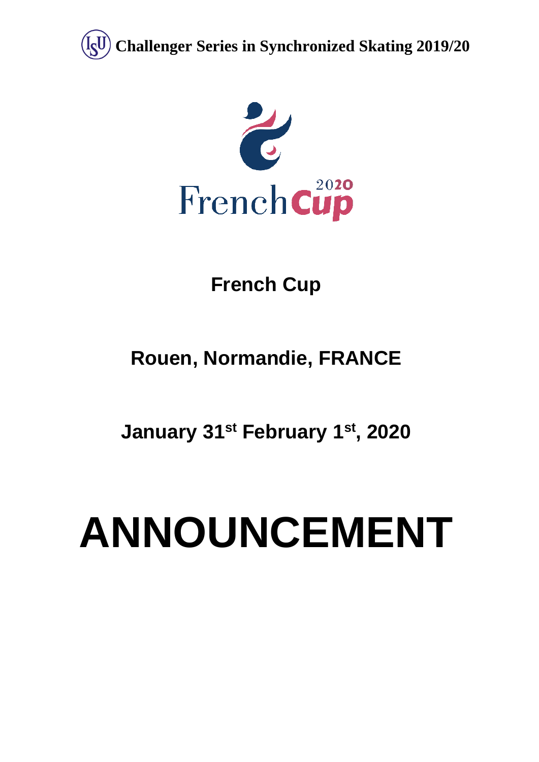**Challenger Series in Synchronized Skating 2019/20**

French Cup 2020

# French Cup

## Rouen, Normandie, FRANCE

## January 31st February 1st, 2020

# ANNOUNCEMENT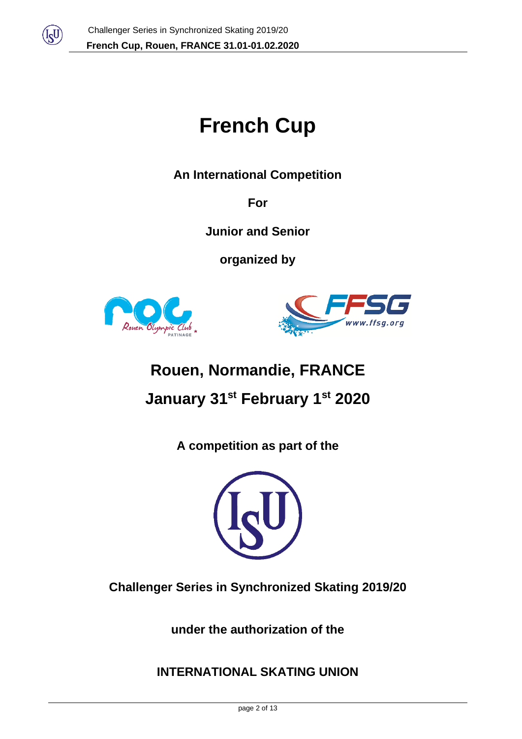# French Cup

**An International Competition**

**For**

**Junior and Senior**

**organized by**

## Rouen, Normandie, FRANCE

## January 31st February 1st 2020

**A competition as part of the**

**Challenger Series in Synchronized Skating 2019/20**

**under the authorization of the**

**INTERNATIONAL SKATING UNION**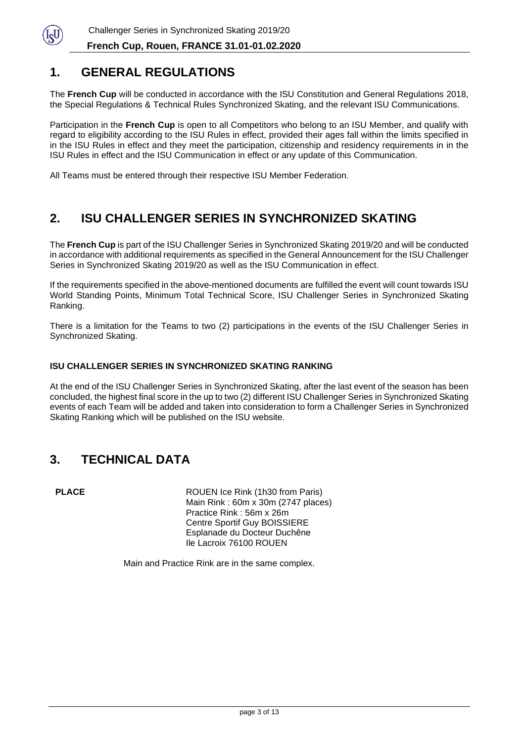## 1. GENERAL REGULATIONS

The **French Cup** will be conducted in accordance with the ISU Constitution and General Regulations 2018, the Special Regulations & Technical Rules Synchronized Skating, and the relevant ISU Communications.

Participation in the **French Cup** is open to all Competitors who belong to an ISU Member, and qualify with regard to eligibility according to the ISU Rules in effect, provided their ages fall within the limits specified in in the ISU Rules in effect and they meet the participation, citizenship and residency requirements in in the ISU Rules in effect and the ISU Communication in effect or any update of this Communication.

All Teams must be entered through their respective ISU Member Federation.

## 2. ISU CHALLENGER SERIES IN SYNCHRONIZED SKATING

The **French Cup** is part of the ISU Challenger Series in Synchronized Skating 2019/20 and will be conducted in accordance with additional requirements as specified in the General Announcement for the ISU Challenger Series in Synchronized Skating 2019/20 as well as the ISU Communication in effect.

If the requirements specified in the above-mentioned documents are fulfilled the event will count towards ISU World Standing Points, Minimum Total Technical Score, ISU Challenger Series in Synchronized Skating Ranking.

There is a limitation for the Teams to two (2) participations in the events of the ISU Challenger Series in Synchronized Skating.

### ISU CHALLENGER SERIES IN SYNCHRONIZED SKATING RANKING

At the end of the ISU Challenger Series in Synchronized Skating, after the last event of the season has been concluded, the highest final score in the up to two (2) different ISU Challenger Series in Synchronized Skating events of each Team will be added and taken into consideration to form a Challenger Series in Synchronized Skating Ranking which will be published on the ISU website.

## 3. TECHNICAL DATA

**PLACE**

ROUEN Ice Rink (1h30 from Paris)
Main Rink : 60m x 30m (2747 places)
Practice Rink : 56m x 26m
Centre Sportif Guy BOISSIERE
Esplanade du Docteur Duchêne
Ile Lacroix 76100 ROUEN

Main and Practice Rink are in the same complex.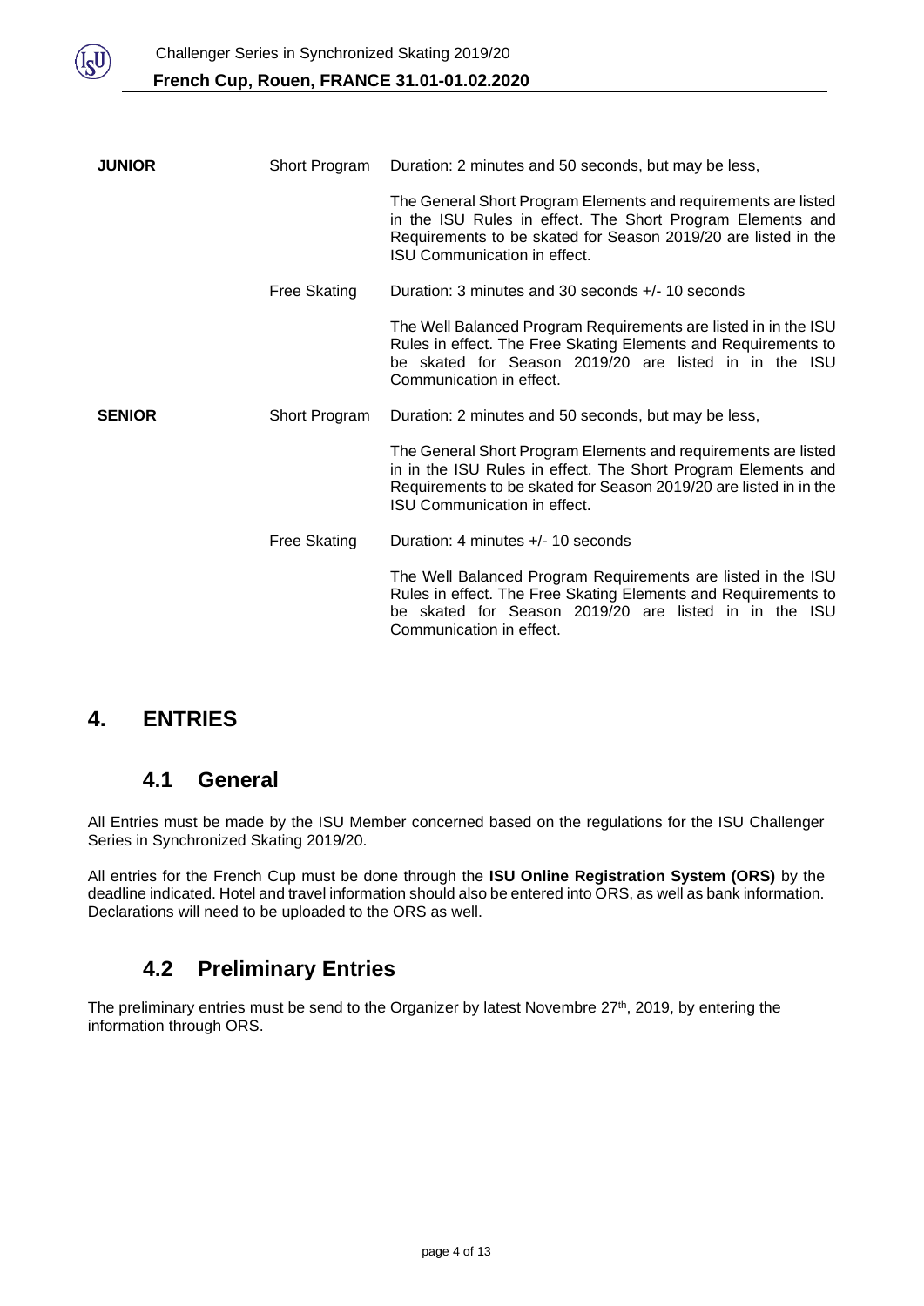| | | |
|---|---|---|
| **JUNIOR** | Short Program | Duration: 2 minutes and 50 seconds, but may be less,<br><br>The General Short Program Elements and requirements are listed in the ISU Rules in effect. The Short Program Elements and Requirements to be skated for Season 2019/20 are listed in the ISU Communication in effect. |
| | Free Skating | Duration: 3 minutes and 30 seconds +/- 10 seconds<br><br>The Well Balanced Program Requirements are listed in in the ISU Rules in effect. The Free Skating Elements and Requirements to be skated for Season 2019/20 are listed in in the ISU Communication in effect. |
| **SENIOR** | Short Program | Duration: 2 minutes and 50 seconds, but may be less,<br><br>The General Short Program Elements and requirements are listed in in the ISU Rules in effect. The Short Program Elements and Requirements to be skated for Season 2019/20 are listed in in the ISU Communication in effect. |
| | Free Skating | Duration: 4 minutes +/- 10 seconds<br><br>The Well Balanced Program Requirements are listed in the ISU Rules in effect. The Free Skating Elements and Requirements to be skated for Season 2019/20 are listed in in the ISU Communication in effect. |

# 4. ENTRIES

## 4.1 General

All Entries must be made by the ISU Member concerned based on the regulations for the ISU Challenger Series in Synchronized Skating 2019/20.

All entries for the French Cup must be done through the **ISU Online Registration System (ORS)** by the deadline indicated. Hotel and travel information should also be entered into ORS, as well as bank information. Declarations will need to be uploaded to the ORS as well.

## 4.2 Preliminary Entries

The preliminary entries must be send to the Organizer by latest Novembre 27th, 2019, by entering the information through ORS.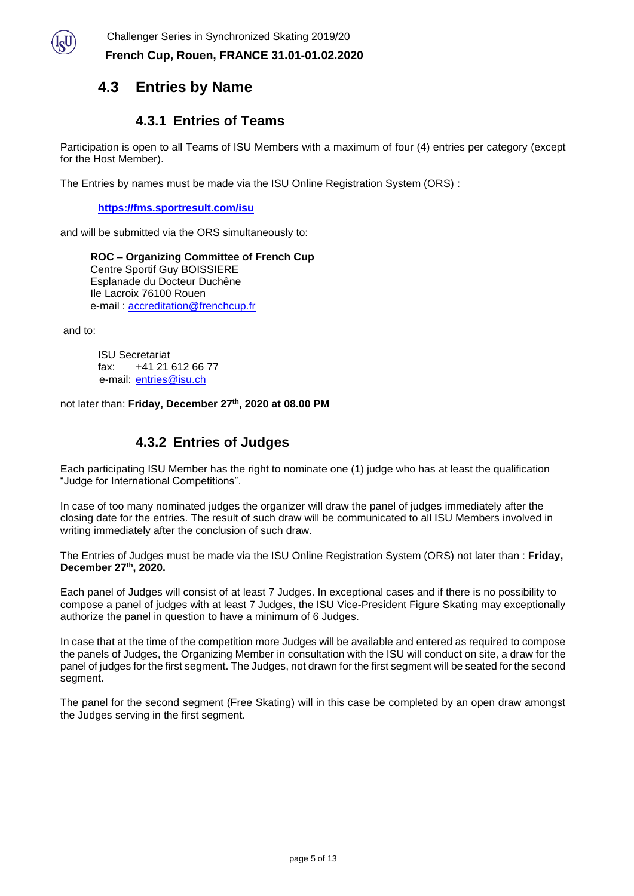## 4.3 Entries by Name

### 4.3.1 Entries of Teams

Participation is open to all Teams of ISU Members with a maximum of four (4) entries per category (except for the Host Member).

The Entries by names must be made via the ISU Online Registration System (ORS) :

**https://fms.sportresult.com/isu**

and will be submitted via the ORS simultaneously to:

**ROC – Organizing Committee of French Cup**
Centre Sportif Guy BOISSIERE
Esplanade du Docteur Duchêne
Ile Lacroix 76100 Rouen
e-mail : accreditation@frenchcup.fr

and to:

ISU Secretariat
fax: +41 21 612 66 77
e-mail: entries@isu.ch

not later than: **Friday, December 27th, 2020 at 08.00 PM**

### 4.3.2 Entries of Judges

Each participating ISU Member has the right to nominate one (1) judge who has at least the qualification "Judge for International Competitions".

In case of too many nominated judges the organizer will draw the panel of judges immediately after the closing date for the entries. The result of such draw will be communicated to all ISU Members involved in writing immediately after the conclusion of such draw.

The Entries of Judges must be made via the ISU Online Registration System (ORS) not later than : **Friday, December 27th, 2020.**

Each panel of Judges will consist of at least 7 Judges. In exceptional cases and if there is no possibility to compose a panel of judges with at least 7 Judges, the ISU Vice-President Figure Skating may exceptionally authorize the panel in question to have a minimum of 6 Judges.

In case that at the time of the competition more Judges will be available and entered as required to compose the panels of Judges, the Organizing Member in consultation with the ISU will conduct on site, a draw for the panel of judges for the first segment. The Judges, not drawn for the first segment will be seated for the second segment.

The panel for the second segment (Free Skating) will in this case be completed by an open draw amongst the Judges serving in the first segment.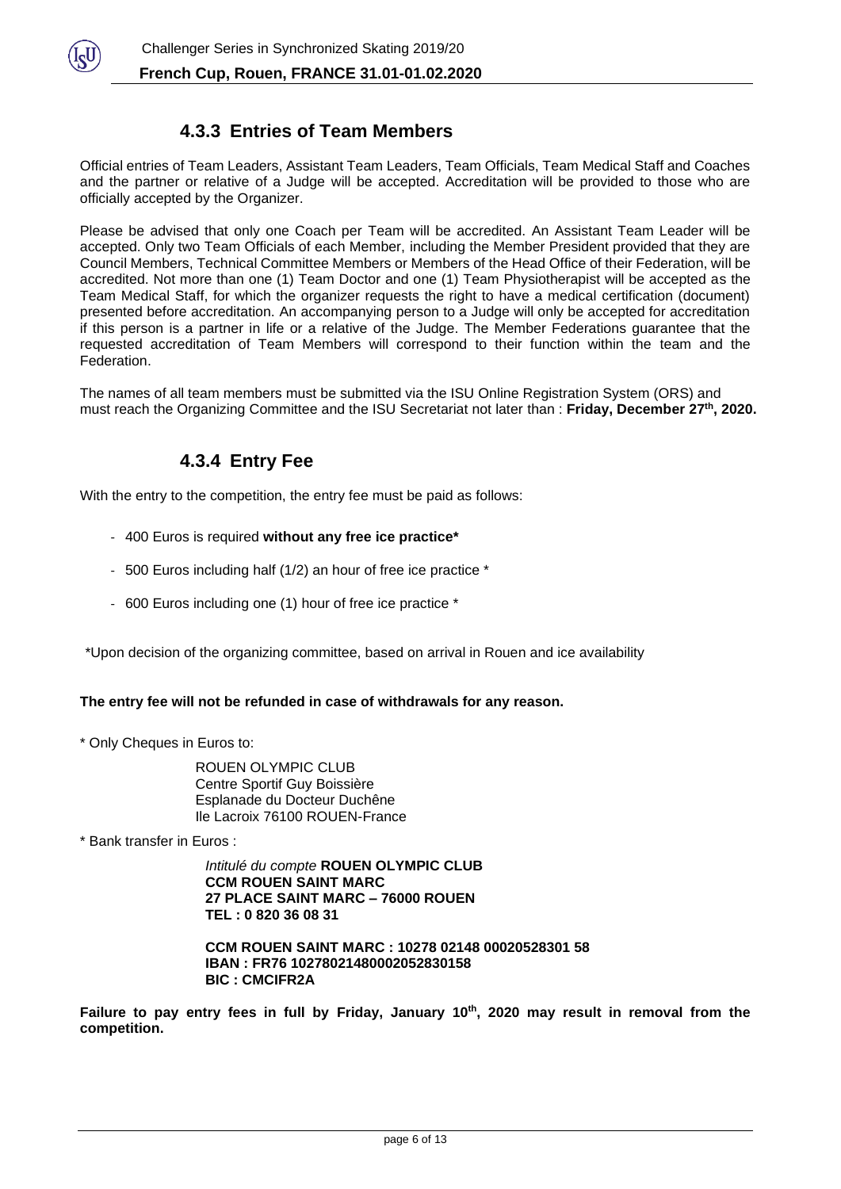### 4.3.3 Entries of Team Members

Official entries of Team Leaders, Assistant Team Leaders, Team Officials, Team Medical Staff and Coaches and the partner or relative of a Judge will be accepted. Accreditation will be provided to those who are officially accepted by the Organizer.

Please be advised that only one Coach per Team will be accredited. An Assistant Team Leader will be accepted. Only two Team Officials of each Member, including the Member President provided that they are Council Members, Technical Committee Members or Members of the Head Office of their Federation, will be accredited. Not more than one (1) Team Doctor and one (1) Team Physiotherapist will be accepted as the Team Medical Staff, for which the organizer requests the right to have a medical certification (document) presented before accreditation. An accompanying person to a Judge will only be accepted for accreditation if this person is a partner in life or a relative of the Judge. The Member Federations guarantee that the requested accreditation of Team Members will correspond to their function within the team and the Federation.

The names of all team members must be submitted via the ISU Online Registration System (ORS) and must reach the Organizing Committee and the ISU Secretariat not later than : **Friday, December 27th, 2020.**

### 4.3.4 Entry Fee

With the entry to the competition, the entry fee must be paid as follows:

- 400 Euros is required **without any free ice practice***
- 500 Euros including half (1/2) an hour of free ice practice *
- 600 Euros including one (1) hour of free ice practice *

*Upon decision of the organizing committee, based on arrival in Rouen and ice availability

**The entry fee will not be refunded in case of withdrawals for any reason.**

* Only Cheques in Euros to:

ROUEN OLYMPIC CLUB
Centre Sportif Guy Boissière
Esplanade du Docteur Duchêne
Ile Lacroix 76100 ROUEN-France

* Bank transfer in Euros :

*Intitulé du compte* **ROUEN OLYMPIC CLUB**
**CCM ROUEN SAINT MARC**
**27 PLACE SAINT MARC – 76000 ROUEN**
**TEL : 0 820 36 08 31**

**CCM ROUEN SAINT MARC : 10278 02148 00020528301 58**
**IBAN : FR76 10278021480002052830158**
**BIC : CMCIFR2A**

**Failure to pay entry fees in full by Friday, January 10th, 2020 may result in removal from the competition.**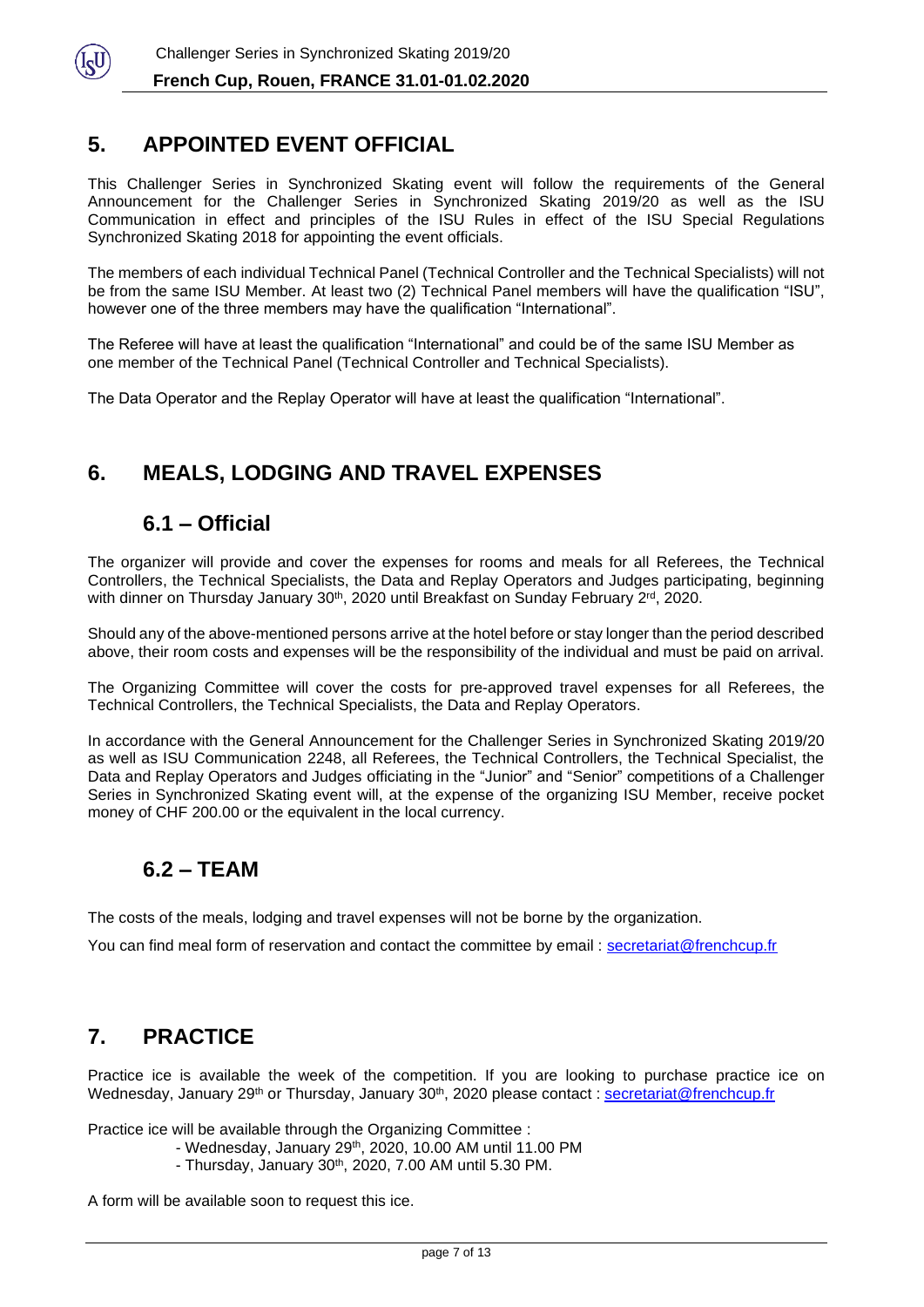## 5. APPOINTED EVENT OFFICIAL

This Challenger Series in Synchronized Skating event will follow the requirements of the General Announcement for the Challenger Series in Synchronized Skating 2019/20 as well as the ISU Communication in effect and principles of the ISU Rules in effect of the ISU Special Regulations Synchronized Skating 2018 for appointing the event officials.

The members of each individual Technical Panel (Technical Controller and the Technical Specialists) will not be from the same ISU Member. At least two (2) Technical Panel members will have the qualification "ISU", however one of the three members may have the qualification "International".

The Referee will have at least the qualification "International" and could be of the same ISU Member as one member of the Technical Panel (Technical Controller and Technical Specialists).

The Data Operator and the Replay Operator will have at least the qualification "International".

## 6. MEALS, LODGING AND TRAVEL EXPENSES

### 6.1 – Official

The organizer will provide and cover the expenses for rooms and meals for all Referees, the Technical Controllers, the Technical Specialists, the Data and Replay Operators and Judges participating, beginning with dinner on Thursday January 30th, 2020 until Breakfast on Sunday February 2rd, 2020.

Should any of the above-mentioned persons arrive at the hotel before or stay longer than the period described above, their room costs and expenses will be the responsibility of the individual and must be paid on arrival.

The Organizing Committee will cover the costs for pre-approved travel expenses for all Referees, the Technical Controllers, the Technical Specialists, the Data and Replay Operators.

In accordance with the General Announcement for the Challenger Series in Synchronized Skating 2019/20 as well as ISU Communication 2248, all Referees, the Technical Controllers, the Technical Specialist, the Data and Replay Operators and Judges officiating in the "Junior" and "Senior" competitions of a Challenger Series in Synchronized Skating event will, at the expense of the organizing ISU Member, receive pocket money of CHF 200.00 or the equivalent in the local currency.

### 6.2 – TEAM

The costs of the meals, lodging and travel expenses will not be borne by the organization.

You can find meal form of reservation and contact the committee by email : secretariat@frenchcup.fr

## 7. PRACTICE

Practice ice is available the week of the competition. If you are looking to purchase practice ice on Wednesday, January 29th or Thursday, January 30th, 2020 please contact : secretariat@frenchcup.fr

Practice ice will be available through the Organizing Committee :

- Wednesday, January 29th, 2020, 10.00 AM until 11.00 PM
- Thursday, January 30th, 2020, 7.00 AM until 5.30 PM.

A form will be available soon to request this ice.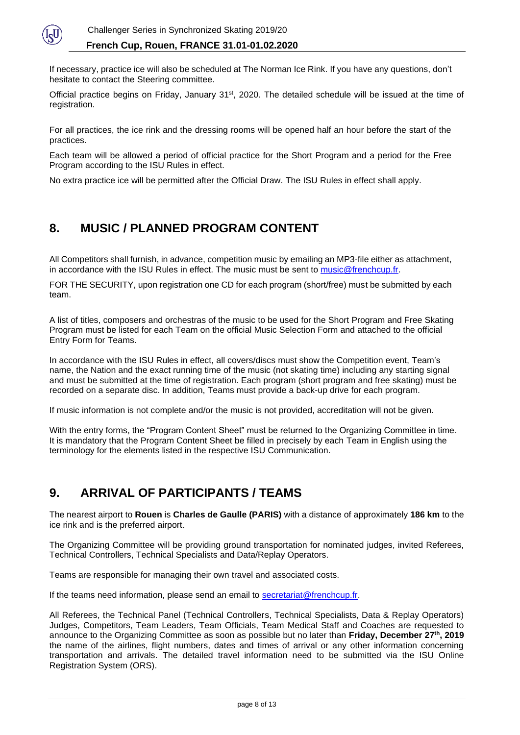If necessary, practice ice will also be scheduled at The Norman Ice Rink. If you have any questions, don't hesitate to contact the Steering committee.

Official practice begins on Friday, January 31st, 2020. The detailed schedule will be issued at the time of registration.

For all practices, the ice rink and the dressing rooms will be opened half an hour before the start of the practices.

Each team will be allowed a period of official practice for the Short Program and a period for the Free Program according to the ISU Rules in effect.

No extra practice ice will be permitted after the Official Draw. The ISU Rules in effect shall apply.

## 8. MUSIC / PLANNED PROGRAM CONTENT

All Competitors shall furnish, in advance, competition music by emailing an MP3-file either as attachment, in accordance with the ISU Rules in effect. The music must be sent to music@frenchcup.fr.

FOR THE SECURITY, upon registration one CD for each program (short/free) must be submitted by each team.

A list of titles, composers and orchestras of the music to be used for the Short Program and Free Skating Program must be listed for each Team on the official Music Selection Form and attached to the official Entry Form for Teams.

In accordance with the ISU Rules in effect, all covers/discs must show the Competition event, Team's name, the Nation and the exact running time of the music (not skating time) including any starting signal and must be submitted at the time of registration. Each program (short program and free skating) must be recorded on a separate disc. In addition, Teams must provide a back-up drive for each program.

If music information is not complete and/or the music is not provided, accreditation will not be given.

With the entry forms, the "Program Content Sheet" must be returned to the Organizing Committee in time. It is mandatory that the Program Content Sheet be filled in precisely by each Team in English using the terminology for the elements listed in the respective ISU Communication.

## 9. ARRIVAL OF PARTICIPANTS / TEAMS

The nearest airport to **Rouen** is **Charles de Gaulle (PARIS)** with a distance of approximately **186 km** to the ice rink and is the preferred airport.

The Organizing Committee will be providing ground transportation for nominated judges, invited Referees, Technical Controllers, Technical Specialists and Data/Replay Operators.

Teams are responsible for managing their own travel and associated costs.

If the teams need information, please send an email to secretariat@frenchcup.fr.

All Referees, the Technical Panel (Technical Controllers, Technical Specialists, Data & Replay Operators) Judges, Competitors, Team Leaders, Team Officials, Team Medical Staff and Coaches are requested to announce to the Organizing Committee as soon as possible but no later than **Friday, December 27th, 2019** the name of the airlines, flight numbers, dates and times of arrival or any other information concerning transportation and arrivals. The detailed travel information need to be submitted via the ISU Online Registration System (ORS).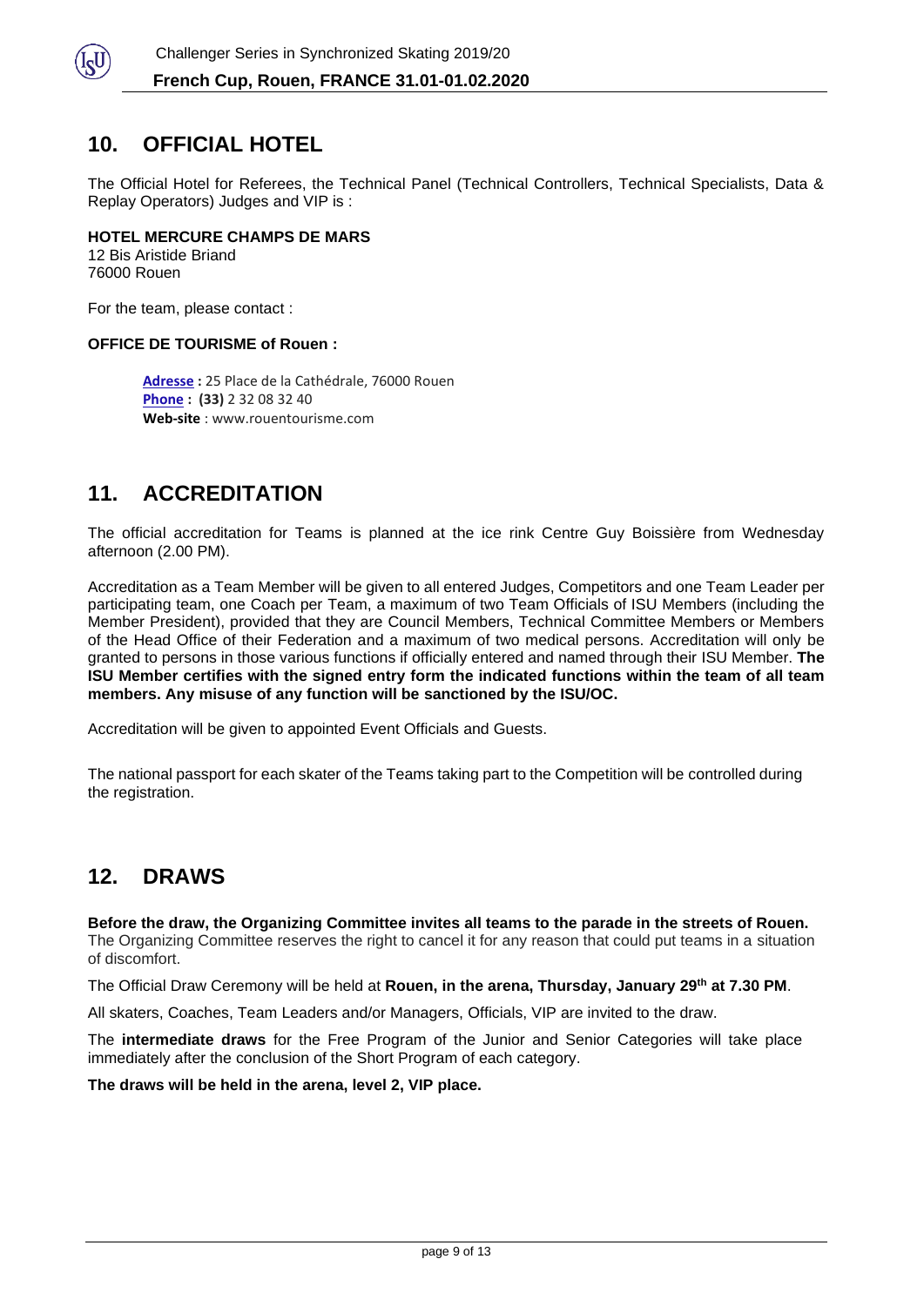## 10. OFFICIAL HOTEL

The Official Hotel for Referees, the Technical Panel (Technical Controllers, Technical Specialists, Data & Replay Operators) Judges and VIP is :

**HOTEL MERCURE CHAMPS DE MARS**
12 Bis Aristide Briand
76000 Rouen

For the team, please contact :

**OFFICE DE TOURISME of Rouen :**

**Adresse :** 25 Place de la Cathédrale, 76000 Rouen
**Phone : (33)** 2 32 08 32 40
**Web-site** : www.rouentourisme.com

## 11. ACCREDITATION

The official accreditation for Teams is planned at the ice rink Centre Guy Boissière from Wednesday afternoon (2.00 PM).

Accreditation as a Team Member will be given to all entered Judges, Competitors and one Team Leader per participating team, one Coach per Team, a maximum of two Team Officials of ISU Members (including the Member President), provided that they are Council Members, Technical Committee Members or Members of the Head Office of their Federation and a maximum of two medical persons. Accreditation will only be granted to persons in those various functions if officially entered and named through their ISU Member. **The ISU Member certifies with the signed entry form the indicated functions within the team of all team members. Any misuse of any function will be sanctioned by the ISU/OC.**

Accreditation will be given to appointed Event Officials and Guests.

The national passport for each skater of the Teams taking part to the Competition will be controlled during the registration.

## 12. DRAWS

**Before the draw, the Organizing Committee invites all teams to the parade in the streets of Rouen.**
The Organizing Committee reserves the right to cancel it for any reason that could put teams in a situation of discomfort.

The Official Draw Ceremony will be held at **Rouen, in the arena, Thursday, January 29th at 7.30 PM**.

All skaters, Coaches, Team Leaders and/or Managers, Officials, VIP are invited to the draw.

The **intermediate draws** for the Free Program of the Junior and Senior Categories will take place immediately after the conclusion of the Short Program of each category.

**The draws will be held in the arena, level 2, VIP place.**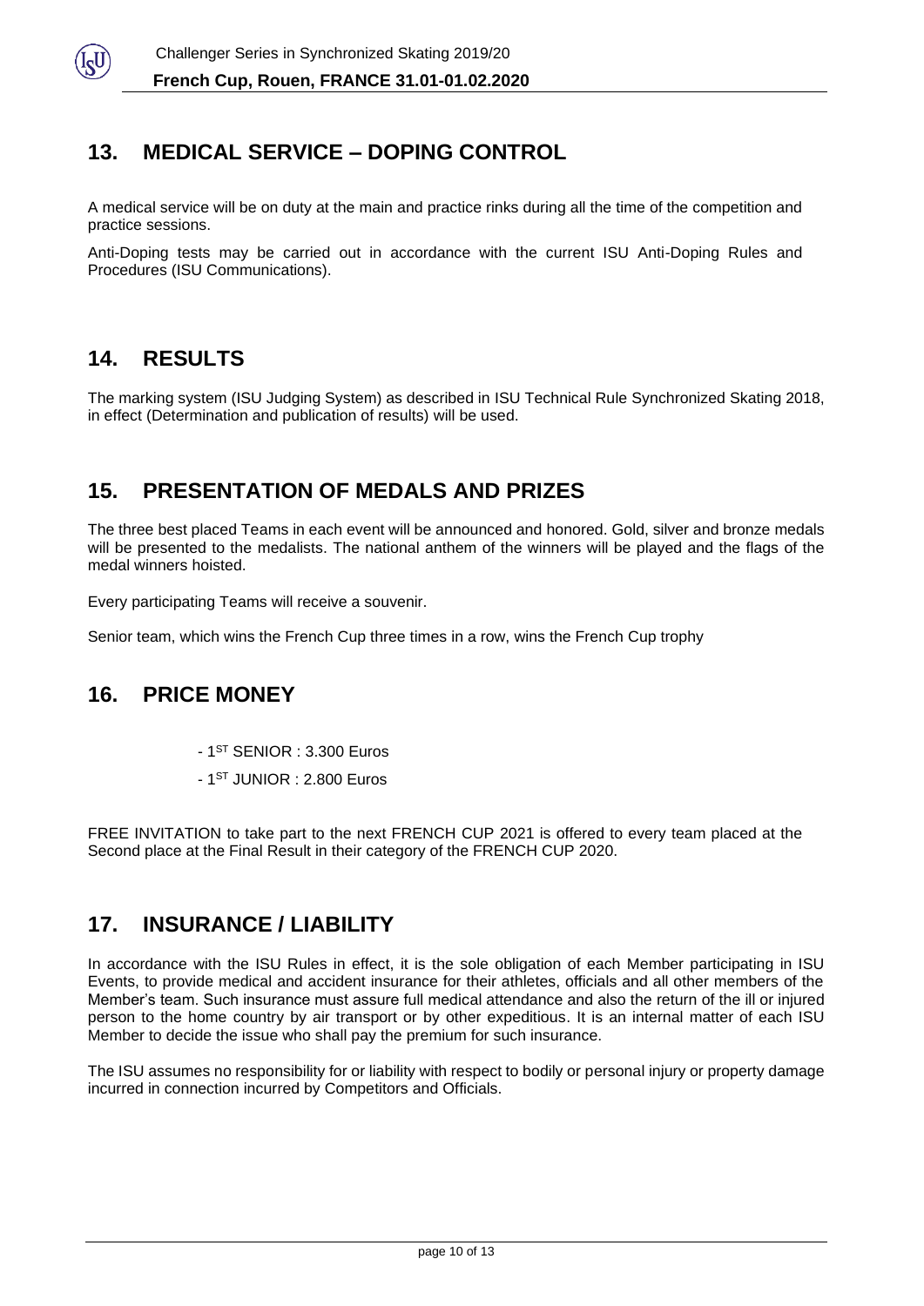## 13. MEDICAL SERVICE – DOPING CONTROL

A medical service will be on duty at the main and practice rinks during all the time of the competition and practice sessions.

Anti-Doping tests may be carried out in accordance with the current ISU Anti-Doping Rules and Procedures (ISU Communications).

## 14. RESULTS

The marking system (ISU Judging System) as described in ISU Technical Rule Synchronized Skating 2018, in effect (Determination and publication of results) will be used.

## 15. PRESENTATION OF MEDALS AND PRIZES

The three best placed Teams in each event will be announced and honored. Gold, silver and bronze medals will be presented to the medalists. The national anthem of the winners will be played and the flags of the medal winners hoisted.

Every participating Teams will receive a souvenir.

Senior team, which wins the French Cup three times in a row, wins the French Cup trophy

## 16. PRICE MONEY

- 1ST SENIOR : 3.300 Euros
- 1ST JUNIOR : 2.800 Euros

FREE INVITATION to take part to the next FRENCH CUP 2021 is offered to every team placed at the Second place at the Final Result in their category of the FRENCH CUP 2020.

## 17. INSURANCE / LIABILITY

In accordance with the ISU Rules in effect, it is the sole obligation of each Member participating in ISU Events, to provide medical and accident insurance for their athletes, officials and all other members of the Member's team. Such insurance must assure full medical attendance and also the return of the ill or injured person to the home country by air transport or by other expeditious. It is an internal matter of each ISU Member to decide the issue who shall pay the premium for such insurance.

The ISU assumes no responsibility for or liability with respect to bodily or personal injury or property damage incurred in connection incurred by Competitors and Officials.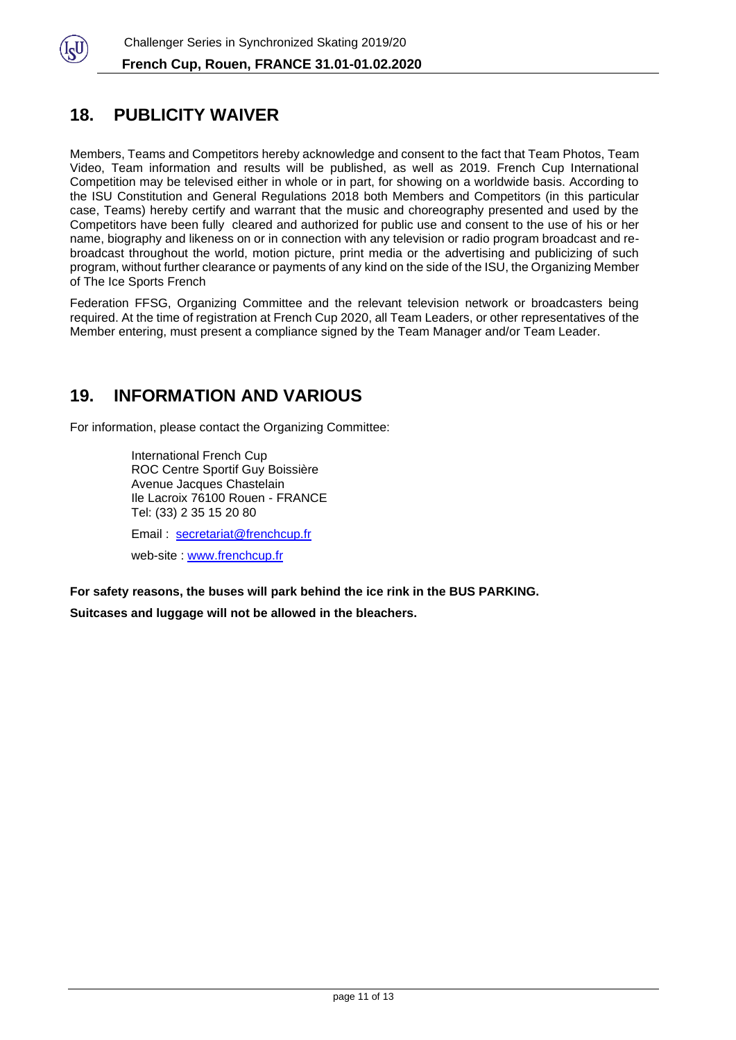## 18. PUBLICITY WAIVER

Members, Teams and Competitors hereby acknowledge and consent to the fact that Team Photos, Team Video, Team information and results will be published, as well as 2019. French Cup International Competition may be televised either in whole or in part, for showing on a worldwide basis. According to the ISU Constitution and General Regulations 2018 both Members and Competitors (in this particular case, Teams) hereby certify and warrant that the music and choreography presented and used by the Competitors have been fully cleared and authorized for public use and consent to the use of his or her name, biography and likeness on or in connection with any television or radio program broadcast and re-broadcast throughout the world, motion picture, print media or the advertising and publicizing of such program, without further clearance or payments of any kind on the side of the ISU, the Organizing Member of The Ice Sports French

Federation FFSG, Organizing Committee and the relevant television network or broadcasters being required. At the time of registration at French Cup 2020, all Team Leaders, or other representatives of the Member entering, must present a compliance signed by the Team Manager and/or Team Leader.

## 19. INFORMATION AND VARIOUS

For information, please contact the Organizing Committee:

International French Cup
ROC Centre Sportif Guy Boissière
Avenue Jacques Chastelain
Ile Lacroix 76100 Rouen - FRANCE
Tel: (33) 2 35 15 20 80

Email : secretariat@frenchcup.fr

web-site : www.frenchcup.fr

**For safety reasons, the buses will park behind the ice rink in the BUS PARKING.**

**Suitcases and luggage will not be allowed in the bleachers.**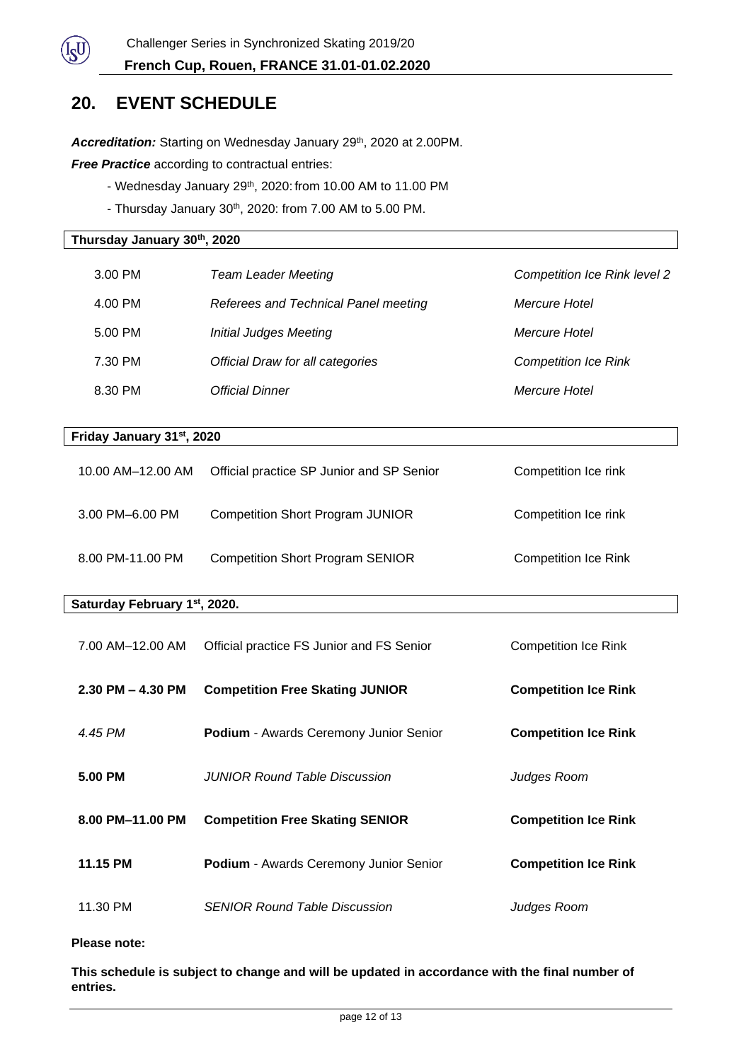## 20. EVENT SCHEDULE

***Accreditation:*** Starting on Wednesday January 29th, 2020 at 2.00PM.

***Free Practice*** according to contractual entries:

- Wednesday January 29th, 2020: from 10.00 AM to 11.00 PM
- Thursday January 30th, 2020: from 7.00 AM to 5.00 PM.

| Thursday January 30th, 2020 | | |
|---|---|---|
| 3.00 PM | *Team Leader Meeting* | *Competition Ice Rink level 2* |
| 4.00 PM | *Referees and Technical Panel meeting* | *Mercure Hotel* |
| 5.00 PM | *Initial Judges Meeting* | *Mercure Hotel* |
| 7.30 PM | *Official Draw for all categories* | *Competition Ice Rink* |
| 8.30 PM | *Official Dinner* | *Mercure Hotel* |

| Friday January 31st, 2020 | | |
|---|---|---|
| 10.00 AM–12.00 AM | Official practice SP Junior and SP Senior | Competition Ice rink |
| 3.00 PM–6.00 PM | Competition Short Program JUNIOR | Competition Ice rink |
| 8.00 PM-11.00 PM | Competition Short Program SENIOR | Competition Ice Rink |

| Saturday February 1st, 2020. | | |
|---|---|---|
| 7.00 AM–12.00 AM | Official practice FS Junior and FS Senior | Competition Ice Rink |
| **2.30 PM – 4.30 PM** | **Competition Free Skating JUNIOR** | **Competition Ice Rink** |
| *4.45 PM* | **Podium** - Awards Ceremony Junior Senior | **Competition Ice Rink** |
| **5.00 PM** | *JUNIOR Round Table Discussion* | *Judges Room* |
| **8.00 PM–11.00 PM** | **Competition Free Skating SENIOR** | **Competition Ice Rink** |
| **11.15 PM** | **Podium** - Awards Ceremony Junior Senior | **Competition Ice Rink** |
| 11.30 PM | *SENIOR Round Table Discussion* | *Judges Room* |

**Please note:**

**This schedule is subject to change and will be updated in accordance with the final number of entries.**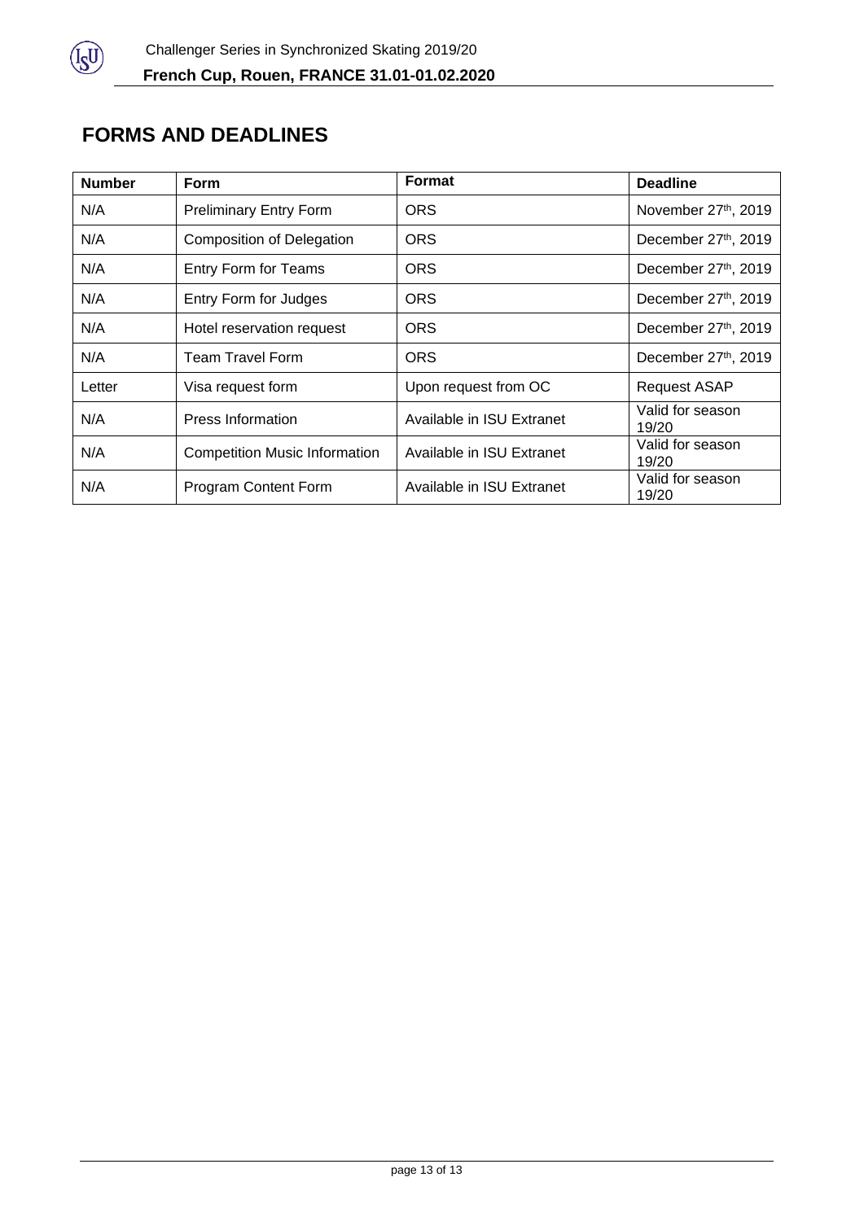## FORMS AND DEADLINES

| Number | Form | Format | Deadline |
|---|---|---|---|
| N/A | Preliminary Entry Form | ORS | November 27th, 2019 |
| N/A | Composition of Delegation | ORS | December 27th, 2019 |
| N/A | Entry Form for Teams | ORS | December 27th, 2019 |
| N/A | Entry Form for Judges | ORS | December 27th, 2019 |
| N/A | Hotel reservation request | ORS | December 27th, 2019 |
| N/A | Team Travel Form | ORS | December 27th, 2019 |
| Letter | Visa request form | Upon request from OC | Request ASAP |
| N/A | Press Information | Available in ISU Extranet | Valid for season 19/20 |
| N/A | Competition Music Information | Available in ISU Extranet | Valid for season 19/20 |
| N/A | Program Content Form | Available in ISU Extranet | Valid for season 19/20 |